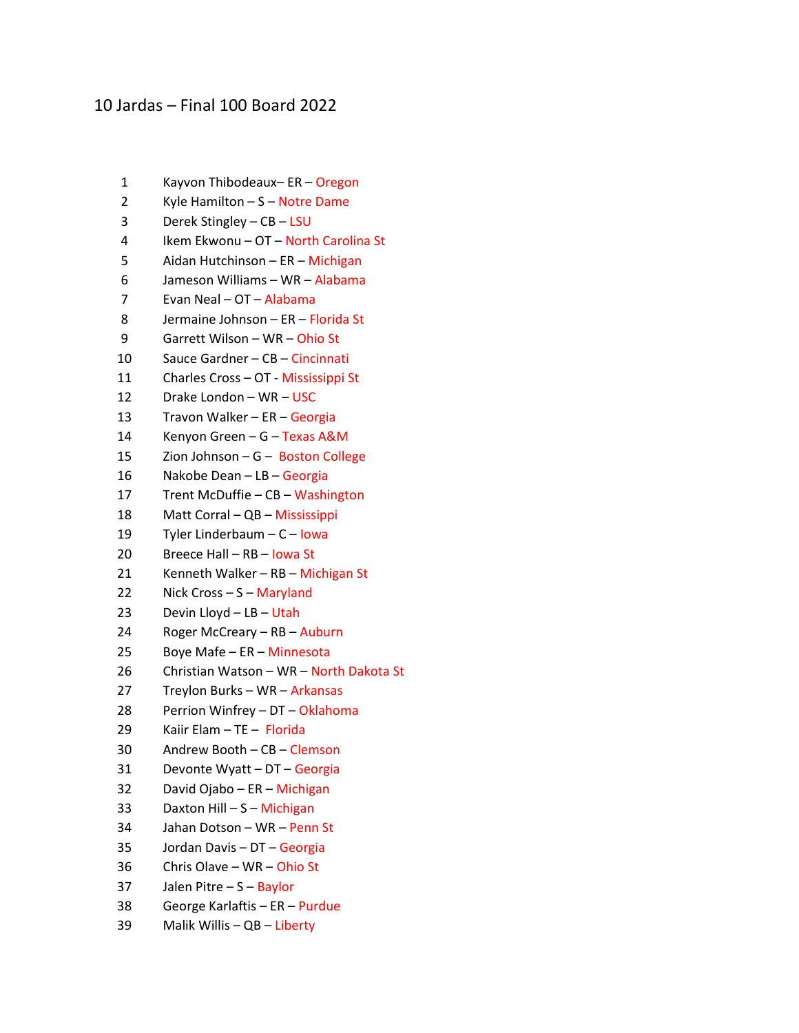# 10 Jardas – Final 100 Board 2022

1. Kayvon Thibodeaux– ER – Oregon
2. Kyle Hamilton – S – Notre Dame
3. Derek Stingley – CB – LSU
4. Ikem Ekwonu – OT – North Carolina St
5. Aidan Hutchinson – ER – Michigan
6. Jameson Williams – WR – Alabama
7. Evan Neal – OT – Alabama
8. Jermaine Johnson – ER – Florida St
9. Garrett Wilson – WR – Ohio St
10. Sauce Gardner – CB – Cincinnati
11. Charles Cross – OT - Mississippi St
12. Drake London – WR – USC
13. Travon Walker – ER – Georgia
14. Kenyon Green – G – Texas A&M
15. Zion Johnson – G – Boston College
16. Nakobe Dean – LB – Georgia
17. Trent McDuffie – CB – Washington
18. Matt Corral – QB – Mississippi
19. Tyler Linderbaum – C – Iowa
20. Breece Hall – RB – Iowa St
21. Kenneth Walker – RB – Michigan St
22. Nick Cross – S – Maryland
23. Devin Lloyd – LB – Utah
24. Roger McCreary – RB – Auburn
25. Boye Mafe – ER – Minnesota
26. Christian Watson – WR – North Dakota St
27. Treylon Burks – WR – Arkansas
28. Perrion Winfrey – DT – Oklahoma
29. Kaiir Elam – TE – Florida
30. Andrew Booth – CB – Clemson
31. Devonte Wyatt – DT – Georgia
32. David Ojabo – ER – Michigan
33. Daxton Hill – S – Michigan
34. Jahan Dotson – WR – Penn St
35. Jordan Davis – DT – Georgia
36. Chris Olave – WR – Ohio St
37. Jalen Pitre – S – Baylor
38. George Karlaftis – ER – Purdue
39. Malik Willis – QB – Liberty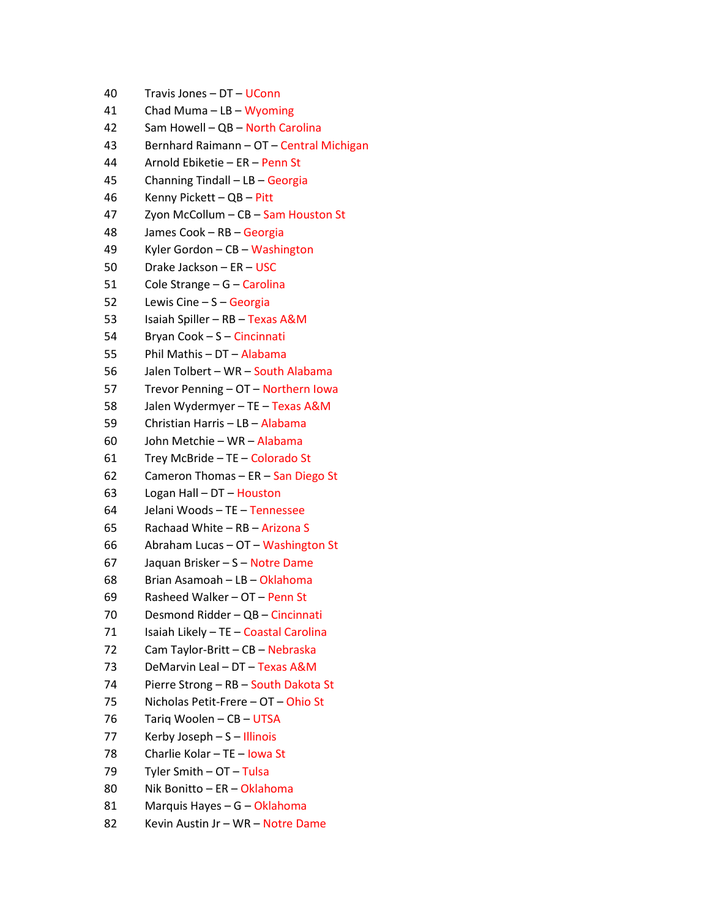40 Travis Jones – DT – UConn
41 Chad Muma – LB – Wyoming
42 Sam Howell – QB – North Carolina
43 Bernhard Raimann – OT – Central Michigan
44 Arnold Ebiketie – ER – Penn St
45 Channing Tindall – LB – Georgia
46 Kenny Pickett – QB – Pitt
47 Zyon McCollum – CB – Sam Houston St
48 James Cook – RB – Georgia
49 Kyler Gordon – CB – Washington
50 Drake Jackson – ER – USC
51 Cole Strange – G – Carolina
52 Lewis Cine – S – Georgia
53 Isaiah Spiller – RB – Texas A&M
54 Bryan Cook – S – Cincinnati
55 Phil Mathis – DT – Alabama
56 Jalen Tolbert – WR – South Alabama
57 Trevor Penning – OT – Northern Iowa
58 Jalen Wydermyer – TE – Texas A&M
59 Christian Harris – LB – Alabama
60 John Metchie – WR – Alabama
61 Trey McBride – TE – Colorado St
62 Cameron Thomas – ER – San Diego St
63 Logan Hall – DT – Houston
64 Jelani Woods – TE – Tennessee
65 Rachaad White – RB – Arizona S
66 Abraham Lucas – OT – Washington St
67 Jaquan Brisker – S – Notre Dame
68 Brian Asamoah – LB – Oklahoma
69 Rasheed Walker – OT – Penn St
70 Desmond Ridder – QB – Cincinnati
71 Isaiah Likely – TE – Coastal Carolina
72 Cam Taylor-Britt – CB – Nebraska
73 DeMarvin Leal – DT – Texas A&M
74 Pierre Strong – RB – South Dakota St
75 Nicholas Petit-Frere – OT – Ohio St
76 Tariq Woolen – CB – UTSA
77 Kerby Joseph – S – Illinois
78 Charlie Kolar – TE – Iowa St
79 Tyler Smith – OT – Tulsa
80 Nik Bonitto – ER – Oklahoma
81 Marquis Hayes – G – Oklahoma
82 Kevin Austin Jr – WR – Notre Dame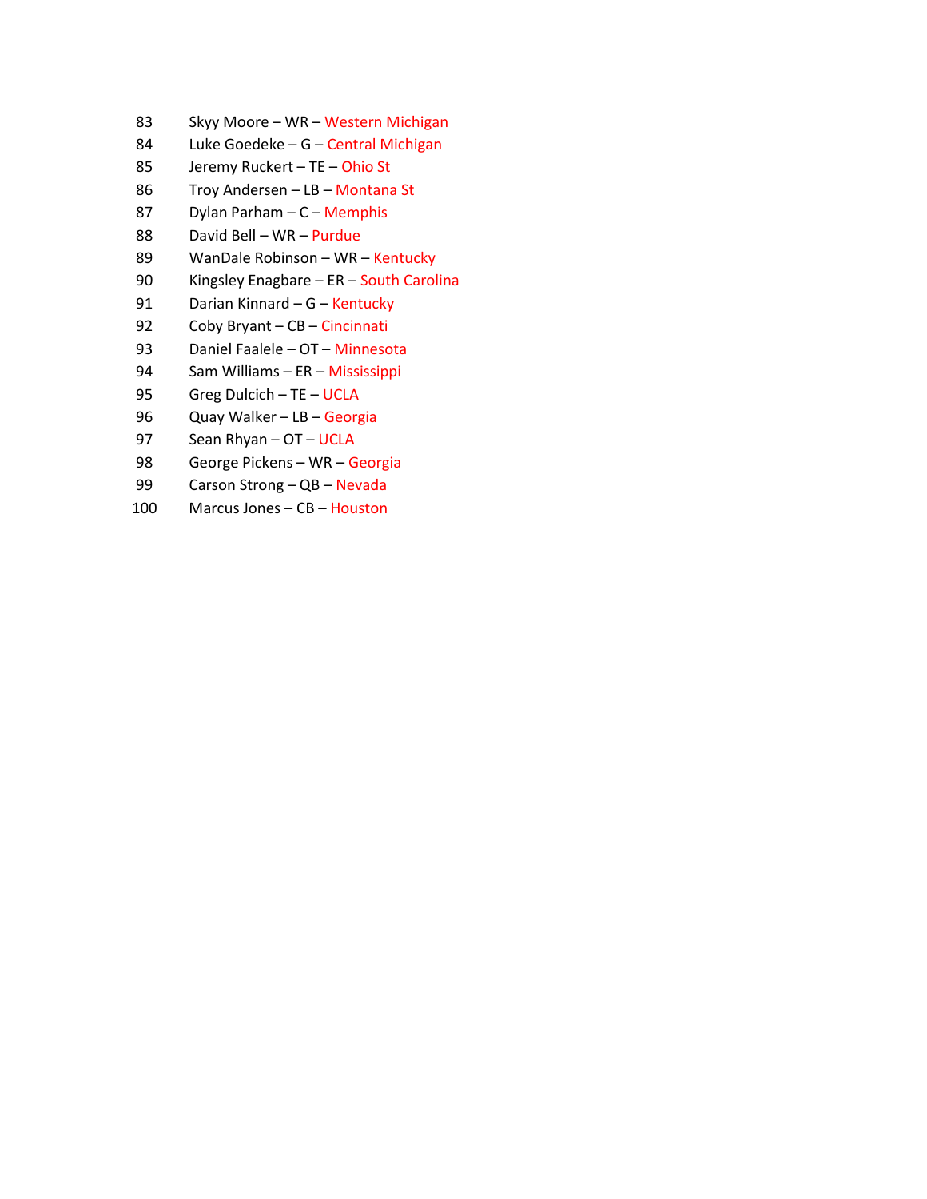83 Skyy Moore – WR – Western Michigan

84 Luke Goedeke – G – Central Michigan

85 Jeremy Ruckert – TE – Ohio St

86 Troy Andersen – LB – Montana St

87 Dylan Parham – C – Memphis

88 David Bell – WR – Purdue

89 WanDale Robinson – WR – Kentucky

90 Kingsley Enagbare – ER – South Carolina

91 Darian Kinnard – G – Kentucky

92 Coby Bryant – CB – Cincinnati

93 Daniel Faalele – OT – Minnesota

94 Sam Williams – ER – Mississippi

95 Greg Dulcich – TE – UCLA

96 Quay Walker – LB – Georgia

97 Sean Rhyan – OT – UCLA

98 George Pickens – WR – Georgia

99 Carson Strong – QB – Nevada

100 Marcus Jones – CB – Houston